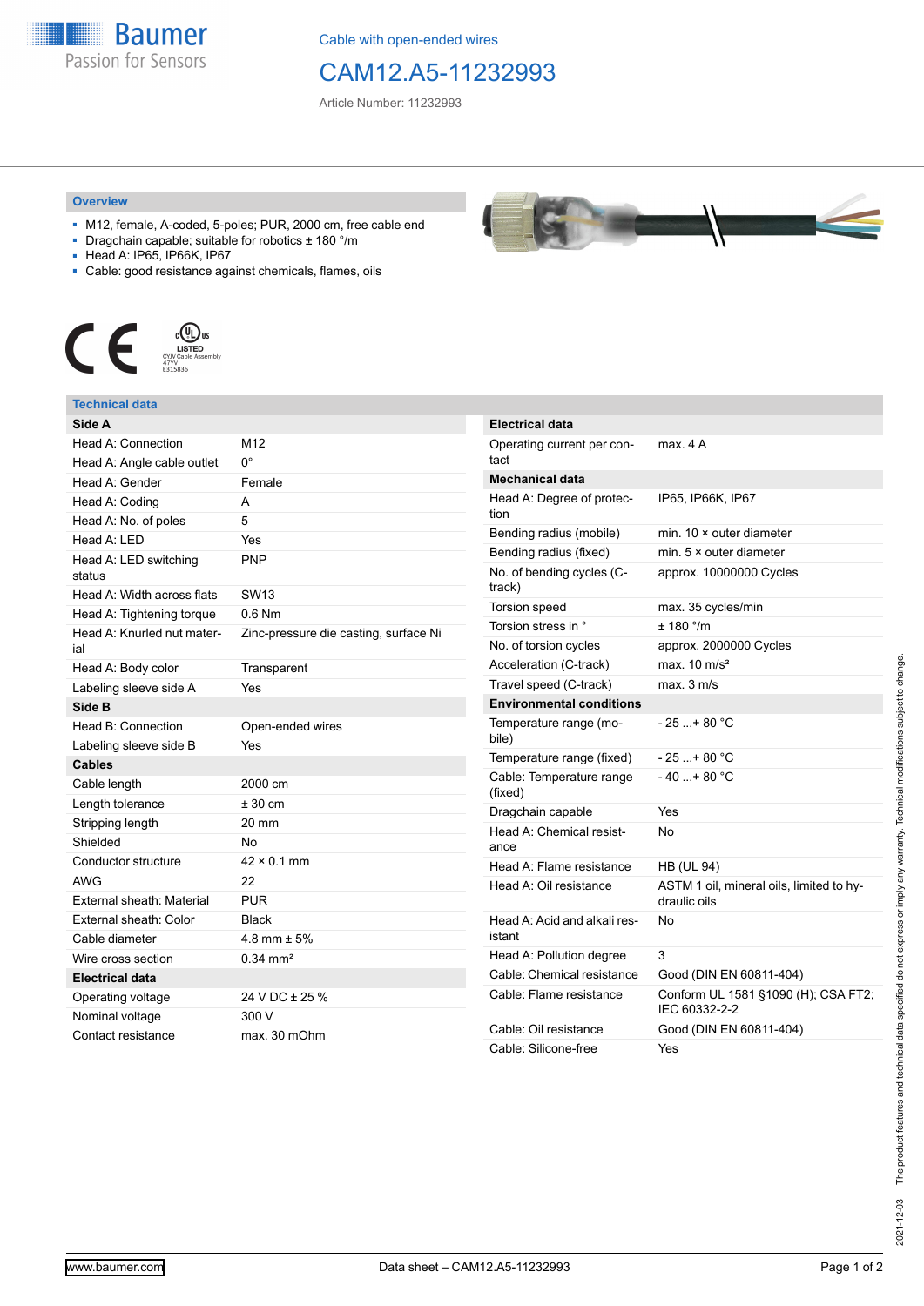Cable with open-ended wires

# CAM12.A5-11232993

Article Number: 11232993

## Overview

- M12, female, A-coded, 5-poles; PUR, 2000 cm, free cable end
- Dragchain capable; suitable for robotics ± 180 °/m
- Head A: IP65, IP66K, IP67
- Cable: good resistance against chemicals, flames, oils

## Technical data

| Side A | |
|---|---|
| Head A: Connection | M12 |
| Head A: Angle cable outlet | 0° |
| Head A: Gender | Female |
| Head A: Coding | A |
| Head A: No. of poles | 5 |
| Head A: LED | Yes |
| Head A: LED switching status | PNP |
| Head A: Width across flats | SW13 |
| Head A: Tightening torque | 0.6 Nm |
| Head A: Knurled nut material | Zinc-pressure die casting, surface Ni |
| Head A: Body color | Transparent |
| Labeling sleeve side A | Yes |
| **Side B** | |
| Head B: Connection | Open-ended wires |
| Labeling sleeve side B | Yes |
| **Cables** | |
| Cable length | 2000 cm |
| Length tolerance | ± 30 cm |
| Stripping length | 20 mm |
| Shielded | No |
| Conductor structure | 42 × 0.1 mm |
| AWG | 22 |
| External sheath: Material | PUR |
| External sheath: Color | Black |
| Cable diameter | 4.8 mm ± 5% |
| Wire cross section | 0.34 mm² |
| **Electrical data** | |
| Operating voltage | 24 V DC ± 25 % |
| Nominal voltage | 300 V |
| Contact resistance | max. 30 mOhm |

| Electrical data | |
|---|---|
| Operating current per contact | max. 4 A |
| **Mechanical data** | |
| Head A: Degree of protection | IP65, IP66K, IP67 |
| Bending radius (mobile) | min. 10 × outer diameter |
| Bending radius (fixed) | min. 5 × outer diameter |
| No. of bending cycles (C-track) | approx. 10000000 Cycles |
| Torsion speed | max. 35 cycles/min |
| Torsion stress in ° | ± 180 °/m |
| No. of torsion cycles | approx. 2000000 Cycles |
| Acceleration (C-track) | max. 10 m/s² |
| Travel speed (C-track) | max. 3 m/s |
| **Environmental conditions** | |
| Temperature range (mobile) | - 25 ...+ 80 °C |
| Temperature range (fixed) | - 25 ...+ 80 °C |
| Cable: Temperature range (fixed) | - 40 ...+ 80 °C |
| Dragchain capable | Yes |
| Head A: Chemical resistance | No |
| Head A: Flame resistance | HB (UL 94) |
| Head A: Oil resistance | ASTM 1 oil, mineral oils, limited to hydraulic oils |
| Head A: Acid and alkali resistant | No |
| Head A: Pollution degree | 3 |
| Cable: Chemical resistance | Good (DIN EN 60811-404) |
| Cable: Flame resistance | Conform UL 1581 §1090 (H); CSA FT2; IEC 60332-2-2 |
| Cable: Oil resistance | Good (DIN EN 60811-404) |
| Cable: Silicone-free | Yes |

2021-12-03 The product features and technical data specified do not express or imply any warranty. Technical modifications subject to change.

www.baumer.com Data sheet – CAM12.A5-11232993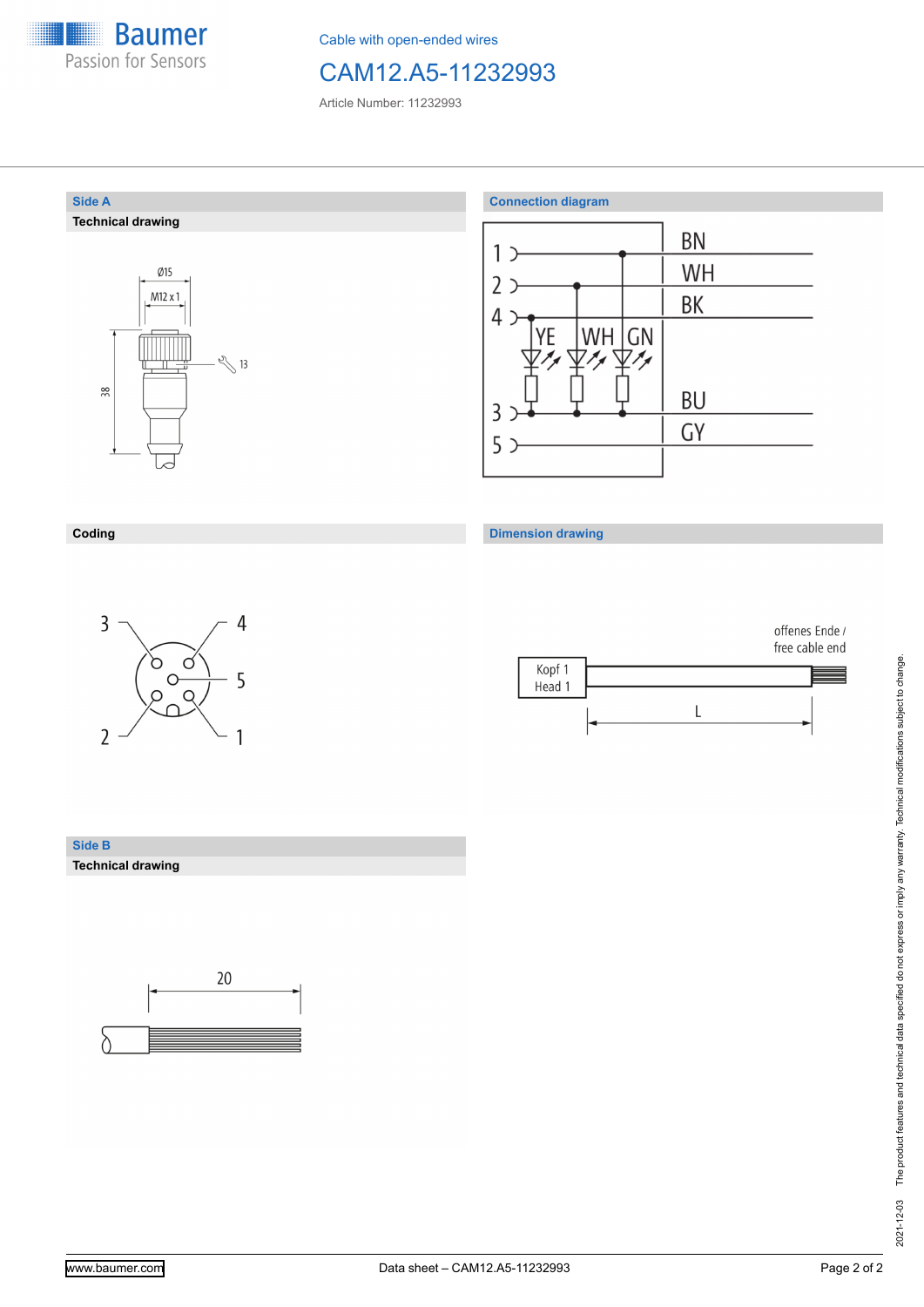Cable with open-ended wires

# CAM12.A5-11232993

Article Number: 11232993

## Side A

### Technical drawing

Ø15

M12 x 1

13

38

## Connection diagram

1

2

4

3

5

BN

WH

BK

YE

WH

GN

BU

GY

### Coding

3

4

5

2

1

## Dimension drawing

offenes Ende / free cable end

Kopf 1 Head 1

L

## Side B

### Technical drawing

20

The product features and technical data specified do not express or imply any warranty. Technical modifications subject to change.

2021-12-03